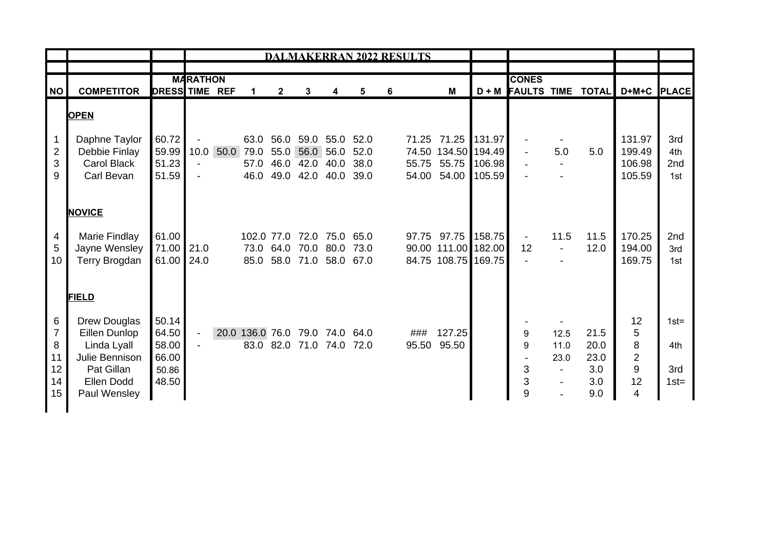# DALMAKERRAN 2022 RESULTS

| NO | COMPETITOR | DRESS | MARATHON TIME | REF | 1 | 2 | 3 | 4 | 5 | 6 | | M | D + M | CONES FAULTS | TIME | TOTAL | D+M+C | PLACE |
|---|---|---|---|---|---|---|---|---|---|---|---|---|---|---|---|---|---|---|
| | **OPEN** | | | | | | | | | | | | | | | | | |
| 1 | Daphne Taylor | 60.72 | - | | 63.0 | 56.0 | 59.0 | 55.0 | 52.0 | | 71.25 | 71.25 | 131.97 | - | - | | 131.97 | 3rd |
| 2 | Debbie Finlay | 59.99 | 10.0 | 50.0 | 79.0 | 55.0 | 56.0 | 56.0 | 52.0 | | 74.50 | 134.50 | 194.49 | - | 5.0 | 5.0 | 199.49 | 4th |
| 3 | Carol Black | 51.23 | - | | 57.0 | 46.0 | 42.0 | 40.0 | 38.0 | | 55.75 | 55.75 | 106.98 | - | - | | 106.98 | 2nd |
| 9 | Carl Bevan | 51.59 | - | | 46.0 | 49.0 | 42.0 | 40.0 | 39.0 | | 54.00 | 54.00 | 105.59 | - | - | | 105.59 | 1st |
| | **NOVICE** | | | | | | | | | | | | | | | | | |
| 4 | Marie Findlay | 61.00 | | | 102.0 | 77.0 | 72.0 | 75.0 | 65.0 | | 97.75 | 97.75 | 158.75 | - | 11.5 | 11.5 | 170.25 | 2nd |
| 5 | Jayne Wensley | 71.00 | 21.0 | | 73.0 | 64.0 | 70.0 | 80.0 | 73.0 | | 90.00 | 111.00 | 182.00 | 12 | - | 12.0 | 194.00 | 3rd |
| 10 | Terry Brogdan | 61.00 | 24.0 | | 85.0 | 58.0 | 71.0 | 58.0 | 67.0 | | 84.75 | 108.75 | 169.75 | - | - | | 169.75 | 1st |
| | **FIELD** | | | | | | | | | | | | | | | | | |
| 6 | Drew Douglas | 50.14 | | | | | | | | | | | | - | - | | 12 | 1st= |
| 7 | Eillen Dunlop | 64.50 | - | 20.0 | 136.0 | 76.0 | 79.0 | 74.0 | 64.0 | | ### | 127.25 | | 9 | 12.5 | 21.5 | 5 | |
| 8 | Linda Lyall | 58.00 | - | | 83.0 | 82.0 | 71.0 | 74.0 | 72.0 | | 95.50 | 95.50 | | 9 | 11.0 | 20.0 | 8 | 4th |
| 11 | Julie Bennison | 66.00 | | | | | | | | | | | | - | 23.0 | 23.0 | 2 | |
| 12 | Pat Gillan | 50.86 | | | | | | | | | | | | 3 | - | 3.0 | 9 | 3rd |
| 14 | Ellen Dodd | 48.50 | | | | | | | | | | | | 3 | - | 3.0 | 12 | 1st= |
| 15 | Paul Wensley | | | | | | | | | | | | | 9 | - | 9.0 | 4 | |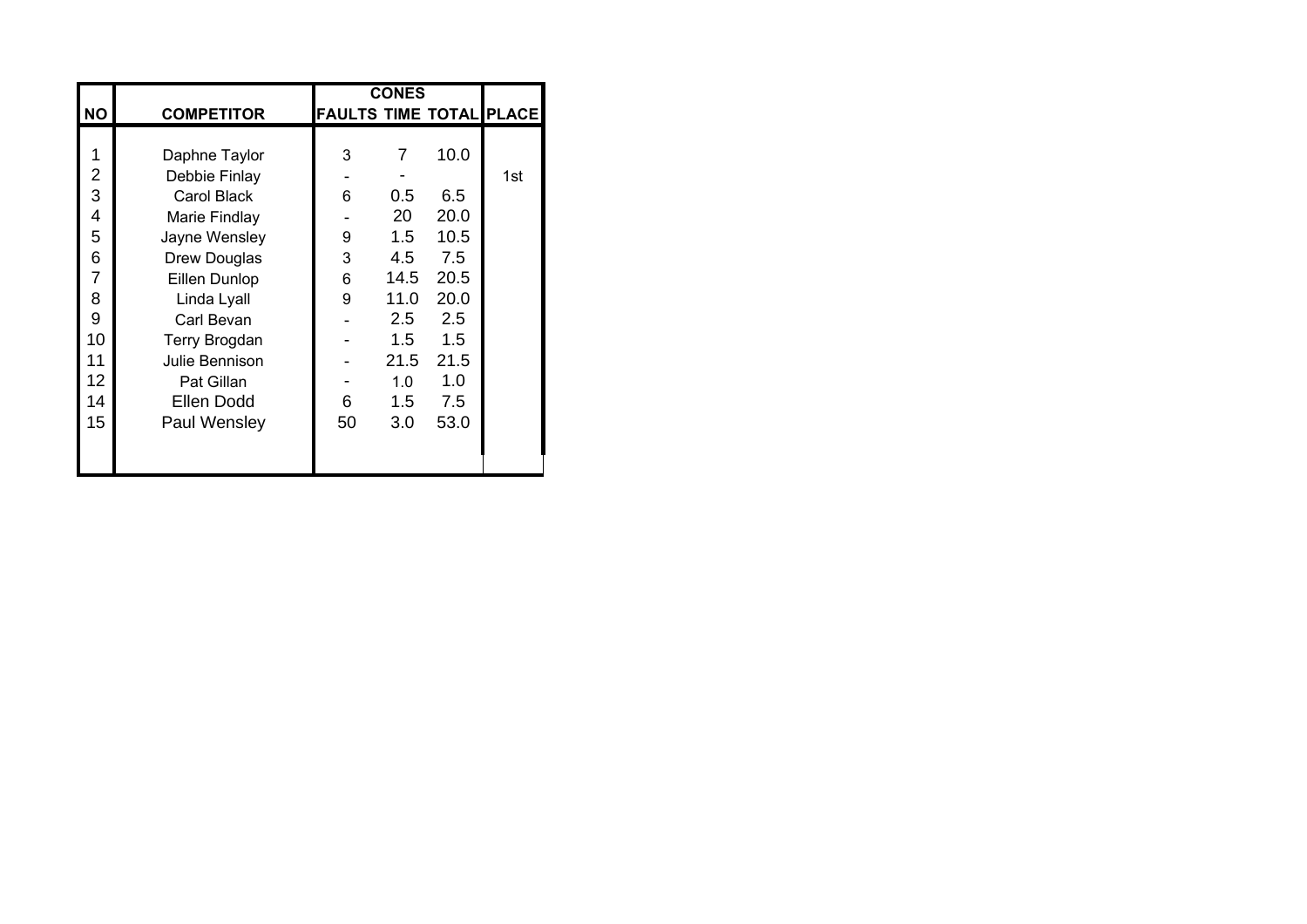| NO | COMPETITOR | CONES | | | PLACE |
|---|---|---|---|---|---|
| | | FAULTS | TIME | TOTAL | |
| 1 | Daphne Taylor | 3 | 7 | 10.0 | |
| 2 | Debbie Finlay | - | - | | 1st |
| 3 | Carol Black | 6 | 0.5 | 6.5 | |
| 4 | Marie Findlay | - | 20 | 20.0 | |
| 5 | Jayne Wensley | 9 | 1.5 | 10.5 | |
| 6 | Drew Douglas | 3 | 4.5 | 7.5 | |
| 7 | Eillen Dunlop | 6 | 14.5 | 20.5 | |
| 8 | Linda Lyall | 9 | 11.0 | 20.0 | |
| 9 | Carl Bevan | - | 2.5 | 2.5 | |
| 10 | Terry Brogdan | - | 1.5 | 1.5 | |
| 11 | Julie Bennison | - | 21.5 | 21.5 | |
| 12 | Pat Gillan | - | 1.0 | 1.0 | |
| 14 | Ellen Dodd | 6 | 1.5 | 7.5 | |
| 15 | Paul Wensley | 50 | 3.0 | 53.0 | |